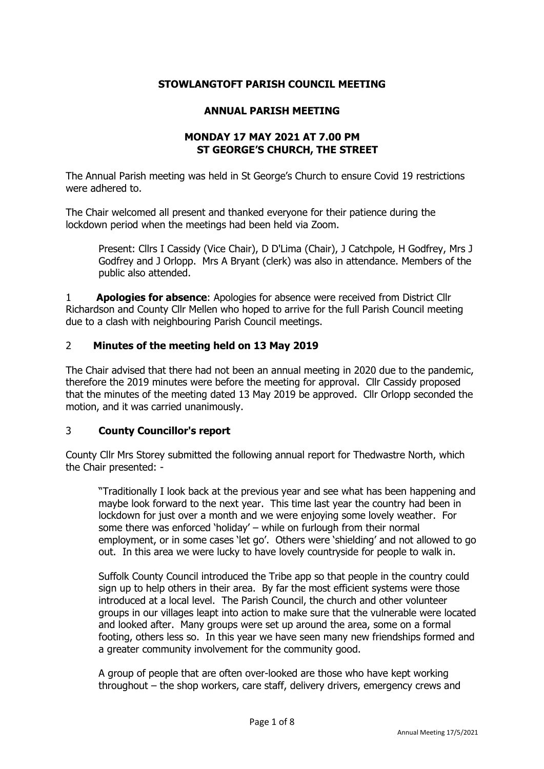# STOWLANGTOFT PARISH COUNCIL MEETING

## ANNUAL PARISH MEETING

### MONDAY 17 MAY 2021 AT 7.00 PM
### ST GEORGE'S CHURCH, THE STREET

The Annual Parish meeting was held in St George's Church to ensure Covid 19 restrictions were adhered to.

The Chair welcomed all present and thanked everyone for their patience during the lockdown period when the meetings had been held via Zoom.

> Present: Cllrs I Cassidy (Vice Chair), D D'Lima (Chair), J Catchpole, H Godfrey, Mrs J Godfrey and J Orlopp. Mrs A Bryant (clerk) was also in attendance. Members of the public also attended.

1 **Apologies for absence**: Apologies for absence were received from District Cllr Richardson and County Cllr Mellen who hoped to arrive for the full Parish Council meeting due to a clash with neighbouring Parish Council meetings.

2 **Minutes of the meeting held on 13 May 2019**

The Chair advised that there had not been an annual meeting in 2020 due to the pandemic, therefore the 2019 minutes were before the meeting for approval. Cllr Cassidy proposed that the minutes of the meeting dated 13 May 2019 be approved. Cllr Orlopp seconded the motion, and it was carried unanimously.

3 **County Councillor's report**

County Cllr Mrs Storey submitted the following annual report for Thedwastre North, which the Chair presented: -

> "Traditionally I look back at the previous year and see what has been happening and maybe look forward to the next year. This time last year the country had been in lockdown for just over a month and we were enjoying some lovely weather. For some there was enforced 'holiday' – while on furlough from their normal employment, or in some cases 'let go'. Others were 'shielding' and not allowed to go out. In this area we were lucky to have lovely countryside for people to walk in.
>
> Suffolk County Council introduced the Tribe app so that people in the country could sign up to help others in their area. By far the most efficient systems were those introduced at a local level. The Parish Council, the church and other volunteer groups in our villages leapt into action to make sure that the vulnerable were located and looked after. Many groups were set up around the area, some on a formal footing, others less so. In this year we have seen many new friendships formed and a greater community involvement for the community good.
>
> A group of people that are often over-looked are those who have kept working throughout – the shop workers, care staff, delivery drivers, emergency crews and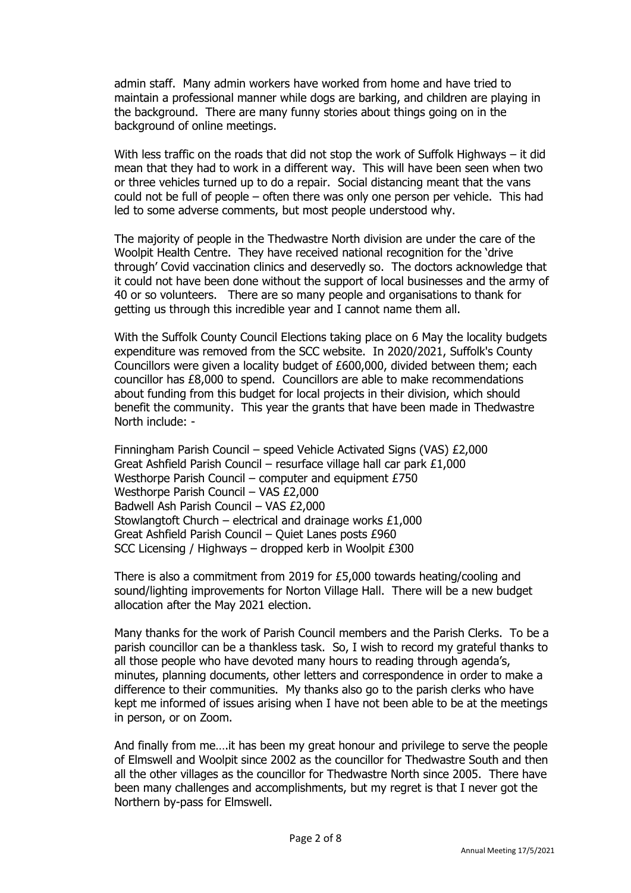admin staff. Many admin workers have worked from home and have tried to maintain a professional manner while dogs are barking, and children are playing in the background. There are many funny stories about things going on in the background of online meetings.

With less traffic on the roads that did not stop the work of Suffolk Highways – it did mean that they had to work in a different way. This will have been seen when two or three vehicles turned up to do a repair. Social distancing meant that the vans could not be full of people – often there was only one person per vehicle. This had led to some adverse comments, but most people understood why.

The majority of people in the Thedwastre North division are under the care of the Woolpit Health Centre. They have received national recognition for the 'drive through' Covid vaccination clinics and deservedly so. The doctors acknowledge that it could not have been done without the support of local businesses and the army of 40 or so volunteers. There are so many people and organisations to thank for getting us through this incredible year and I cannot name them all.

With the Suffolk County Council Elections taking place on 6 May the locality budgets expenditure was removed from the SCC website. In 2020/2021, Suffolk's County Councillors were given a locality budget of £600,000, divided between them; each councillor has £8,000 to spend. Councillors are able to make recommendations about funding from this budget for local projects in their division, which should benefit the community. This year the grants that have been made in Thedwastre North include: -

Finningham Parish Council – speed Vehicle Activated Signs (VAS) £2,000
Great Ashfield Parish Council – resurface village hall car park £1,000
Westhorpe Parish Council – computer and equipment £750
Westhorpe Parish Council – VAS £2,000
Badwell Ash Parish Council – VAS £2,000
Stowlangtoft Church – electrical and drainage works £1,000
Great Ashfield Parish Council – Quiet Lanes posts £960
SCC Licensing / Highways – dropped kerb in Woolpit £300

There is also a commitment from 2019 for £5,000 towards heating/cooling and sound/lighting improvements for Norton Village Hall. There will be a new budget allocation after the May 2021 election.

Many thanks for the work of Parish Council members and the Parish Clerks. To be a parish councillor can be a thankless task. So, I wish to record my grateful thanks to all those people who have devoted many hours to reading through agenda's, minutes, planning documents, other letters and correspondence in order to make a difference to their communities. My thanks also go to the parish clerks who have kept me informed of issues arising when I have not been able to be at the meetings in person, or on Zoom.

And finally from me….it has been my great honour and privilege to serve the people of Elmswell and Woolpit since 2002 as the councillor for Thedwastre South and then all the other villages as the councillor for Thedwastre North since 2005. There have been many challenges and accomplishments, but my regret is that I never got the Northern by-pass for Elmswell.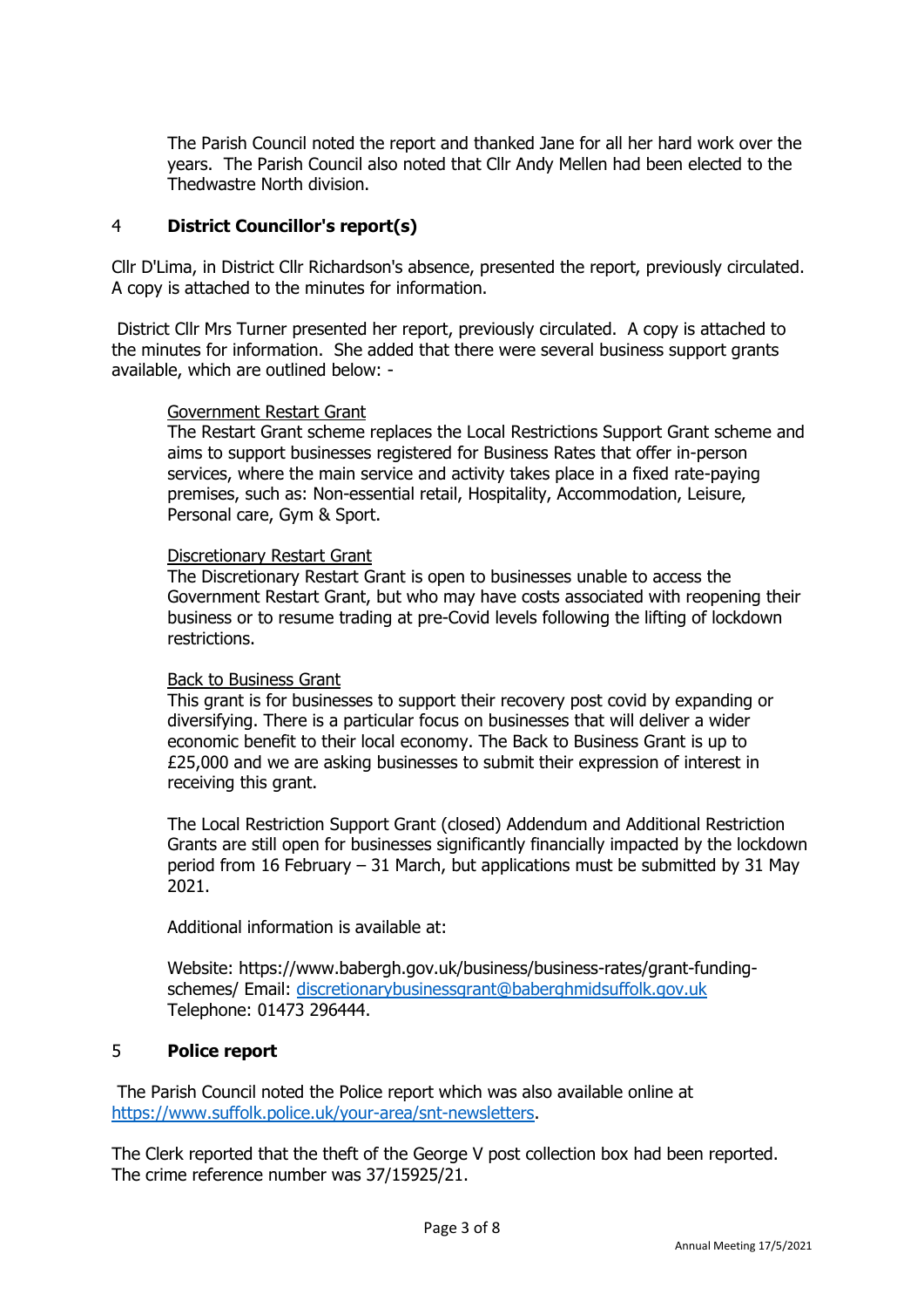The Parish Council noted the report and thanked Jane for all her hard work over the years. The Parish Council also noted that Cllr Andy Mellen had been elected to the Thedwastre North division.

## 4 District Councillor's report(s)

Cllr D'Lima, in District Cllr Richardson's absence, presented the report, previously circulated. A copy is attached to the minutes for information.

District Cllr Mrs Turner presented her report, previously circulated. A copy is attached to the minutes for information. She added that there were several business support grants available, which are outlined below: -

Government Restart Grant
The Restart Grant scheme replaces the Local Restrictions Support Grant scheme and aims to support businesses registered for Business Rates that offer in-person services, where the main service and activity takes place in a fixed rate-paying premises, such as: Non-essential retail, Hospitality, Accommodation, Leisure, Personal care, Gym & Sport.

Discretionary Restart Grant
The Discretionary Restart Grant is open to businesses unable to access the Government Restart Grant, but who may have costs associated with reopening their business or to resume trading at pre-Covid levels following the lifting of lockdown restrictions.

Back to Business Grant
This grant is for businesses to support their recovery post covid by expanding or diversifying. There is a particular focus on businesses that will deliver a wider economic benefit to their local economy. The Back to Business Grant is up to £25,000 and we are asking businesses to submit their expression of interest in receiving this grant.

The Local Restriction Support Grant (closed) Addendum and Additional Restriction Grants are still open for businesses significantly financially impacted by the lockdown period from 16 February – 31 March, but applications must be submitted by 31 May 2021.

Additional information is available at:

Website: https://www.babergh.gov.uk/business/business-rates/grant-funding-schemes/ Email: discretionarybusinessgrant@baberghmidsuffolk.gov.uk
Telephone: 01473 296444.

## 5 Police report

The Parish Council noted the Police report which was also available online at https://www.suffolk.police.uk/your-area/snt-newsletters.

The Clerk reported that the theft of the George V post collection box had been reported. The crime reference number was 37/15925/21.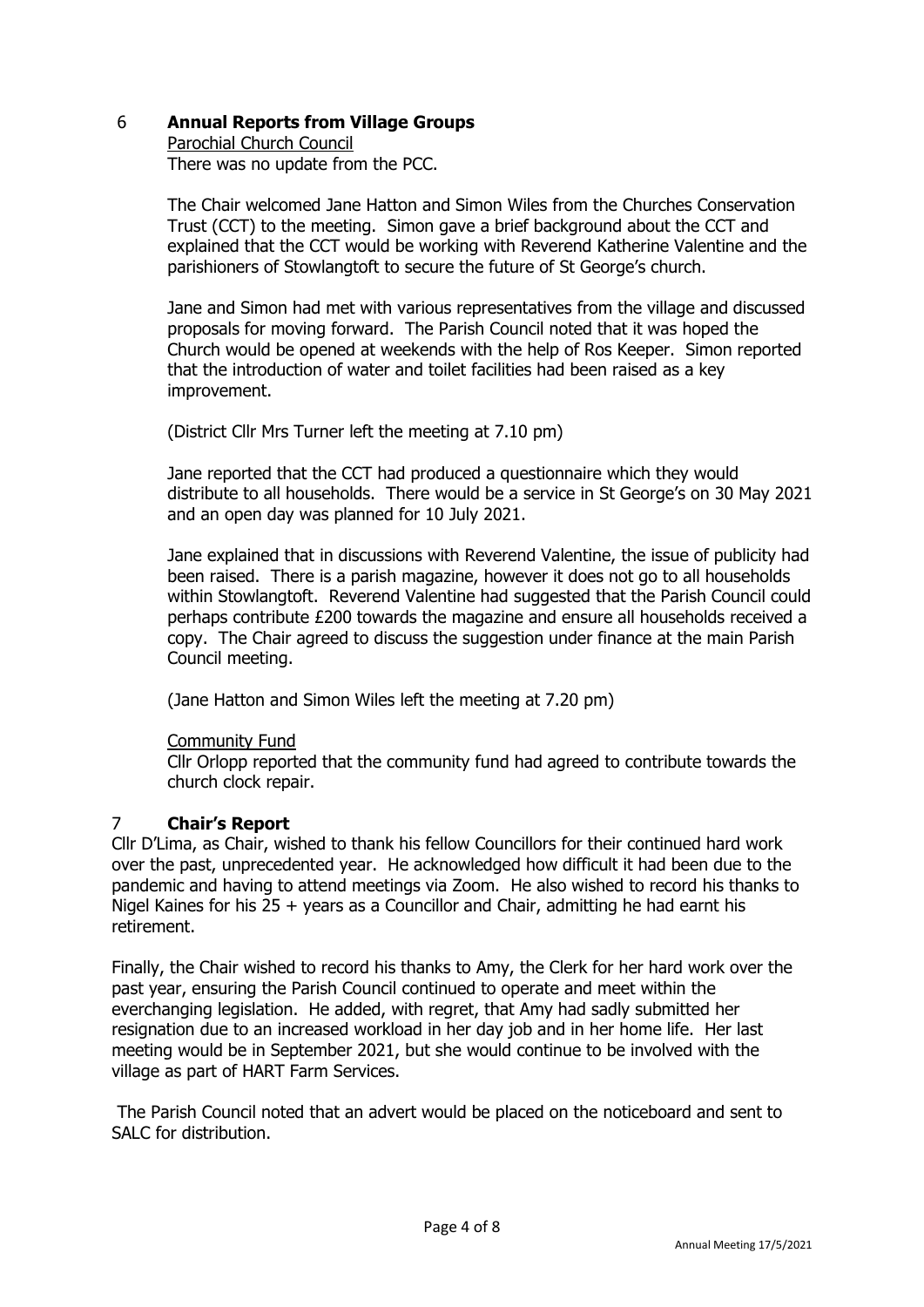## 6 **Annual Reports from Village Groups**

Parochial Church Council

There was no update from the PCC.

The Chair welcomed Jane Hatton and Simon Wiles from the Churches Conservation Trust (CCT) to the meeting. Simon gave a brief background about the CCT and explained that the CCT would be working with Reverend Katherine Valentine and the parishioners of Stowlangtoft to secure the future of St George's church.

Jane and Simon had met with various representatives from the village and discussed proposals for moving forward. The Parish Council noted that it was hoped the Church would be opened at weekends with the help of Ros Keeper. Simon reported that the introduction of water and toilet facilities had been raised as a key improvement.

(District Cllr Mrs Turner left the meeting at 7.10 pm)

Jane reported that the CCT had produced a questionnaire which they would distribute to all households. There would be a service in St George's on 30 May 2021 and an open day was planned for 10 July 2021.

Jane explained that in discussions with Reverend Valentine, the issue of publicity had been raised. There is a parish magazine, however it does not go to all households within Stowlangtoft. Reverend Valentine had suggested that the Parish Council could perhaps contribute £200 towards the magazine and ensure all households received a copy. The Chair agreed to discuss the suggestion under finance at the main Parish Council meeting.

(Jane Hatton and Simon Wiles left the meeting at 7.20 pm)

Community Fund

Cllr Orlopp reported that the community fund had agreed to contribute towards the church clock repair.

## 7 **Chair's Report**

Cllr D'Lima, as Chair, wished to thank his fellow Councillors for their continued hard work over the past, unprecedented year. He acknowledged how difficult it had been due to the pandemic and having to attend meetings via Zoom. He also wished to record his thanks to Nigel Kaines for his 25 + years as a Councillor and Chair, admitting he had earnt his retirement.

Finally, the Chair wished to record his thanks to Amy, the Clerk for her hard work over the past year, ensuring the Parish Council continued to operate and meet within the everchanging legislation. He added, with regret, that Amy had sadly submitted her resignation due to an increased workload in her day job and in her home life. Her last meeting would be in September 2021, but she would continue to be involved with the village as part of HART Farm Services.

The Parish Council noted that an advert would be placed on the noticeboard and sent to SALC for distribution.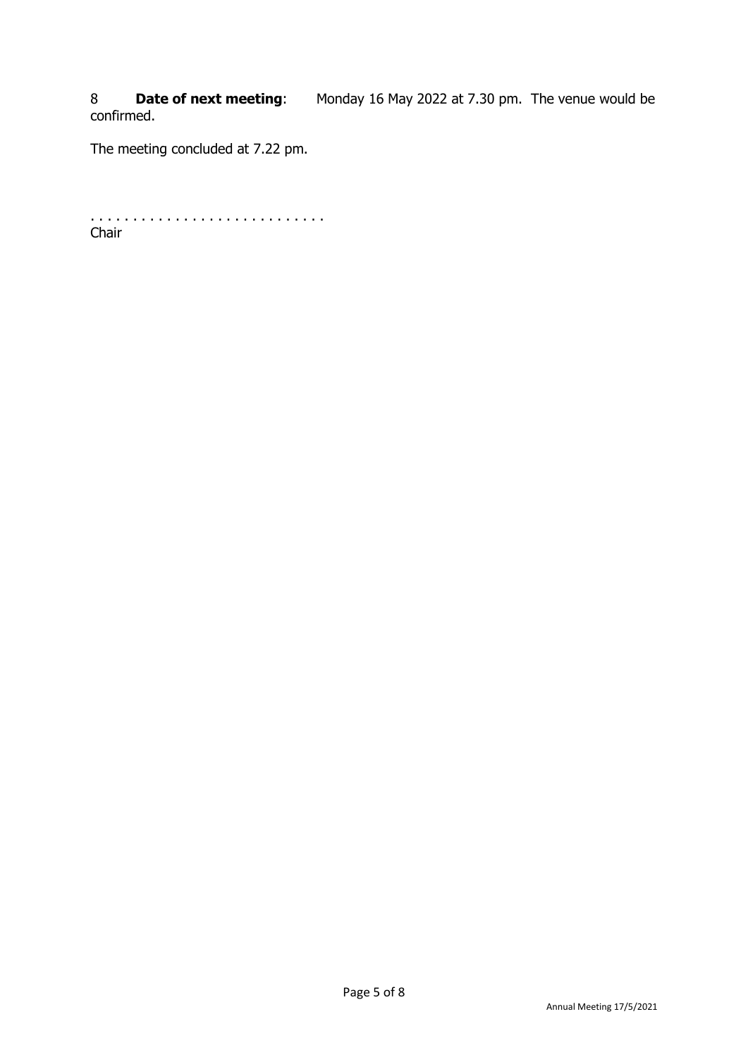8 **Date of next meeting**: Monday 16 May 2022 at 7.30 pm. The venue would be confirmed.

The meeting concluded at 7.22 pm.

. . . . . . . . . . . . . . . . . . . . . . . . . . .
Chair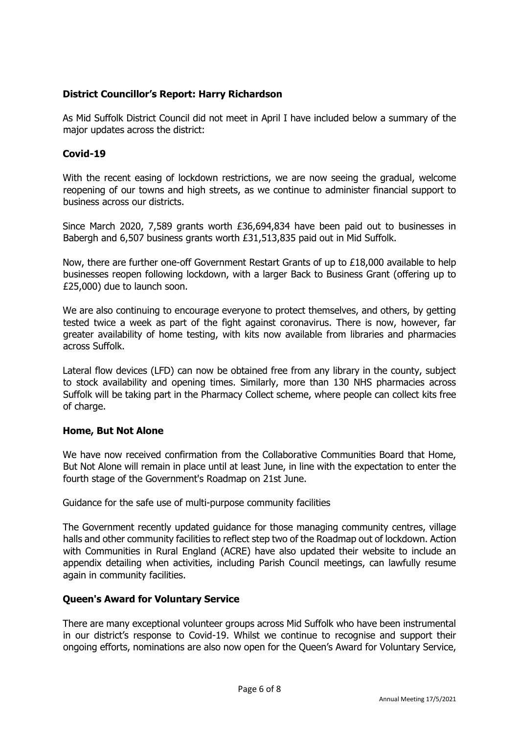### District Councillor's Report: Harry Richardson

As Mid Suffolk District Council did not meet in April I have included below a summary of the major updates across the district:

### Covid-19

With the recent easing of lockdown restrictions, we are now seeing the gradual, welcome reopening of our towns and high streets, as we continue to administer financial support to business across our districts.

Since March 2020, 7,589 grants worth £36,694,834 have been paid out to businesses in Babergh and 6,507 business grants worth £31,513,835 paid out in Mid Suffolk.

Now, there are further one-off Government Restart Grants of up to £18,000 available to help businesses reopen following lockdown, with a larger Back to Business Grant (offering up to £25,000) due to launch soon.

We are also continuing to encourage everyone to protect themselves, and others, by getting tested twice a week as part of the fight against coronavirus. There is now, however, far greater availability of home testing, with kits now available from libraries and pharmacies across Suffolk.

Lateral flow devices (LFD) can now be obtained free from any library in the county, subject to stock availability and opening times. Similarly, more than 130 NHS pharmacies across Suffolk will be taking part in the Pharmacy Collect scheme, where people can collect kits free of charge.

### Home, But Not Alone

We have now received confirmation from the Collaborative Communities Board that Home, But Not Alone will remain in place until at least June, in line with the expectation to enter the fourth stage of the Government's Roadmap on 21st June.

Guidance for the safe use of multi-purpose community facilities

The Government recently updated guidance for those managing community centres, village halls and other community facilities to reflect step two of the Roadmap out of lockdown. Action with Communities in Rural England (ACRE) have also updated their website to include an appendix detailing when activities, including Parish Council meetings, can lawfully resume again in community facilities.

### Queen's Award for Voluntary Service

There are many exceptional volunteer groups across Mid Suffolk who have been instrumental in our district's response to Covid-19. Whilst we continue to recognise and support their ongoing efforts, nominations are also now open for the Queen's Award for Voluntary Service,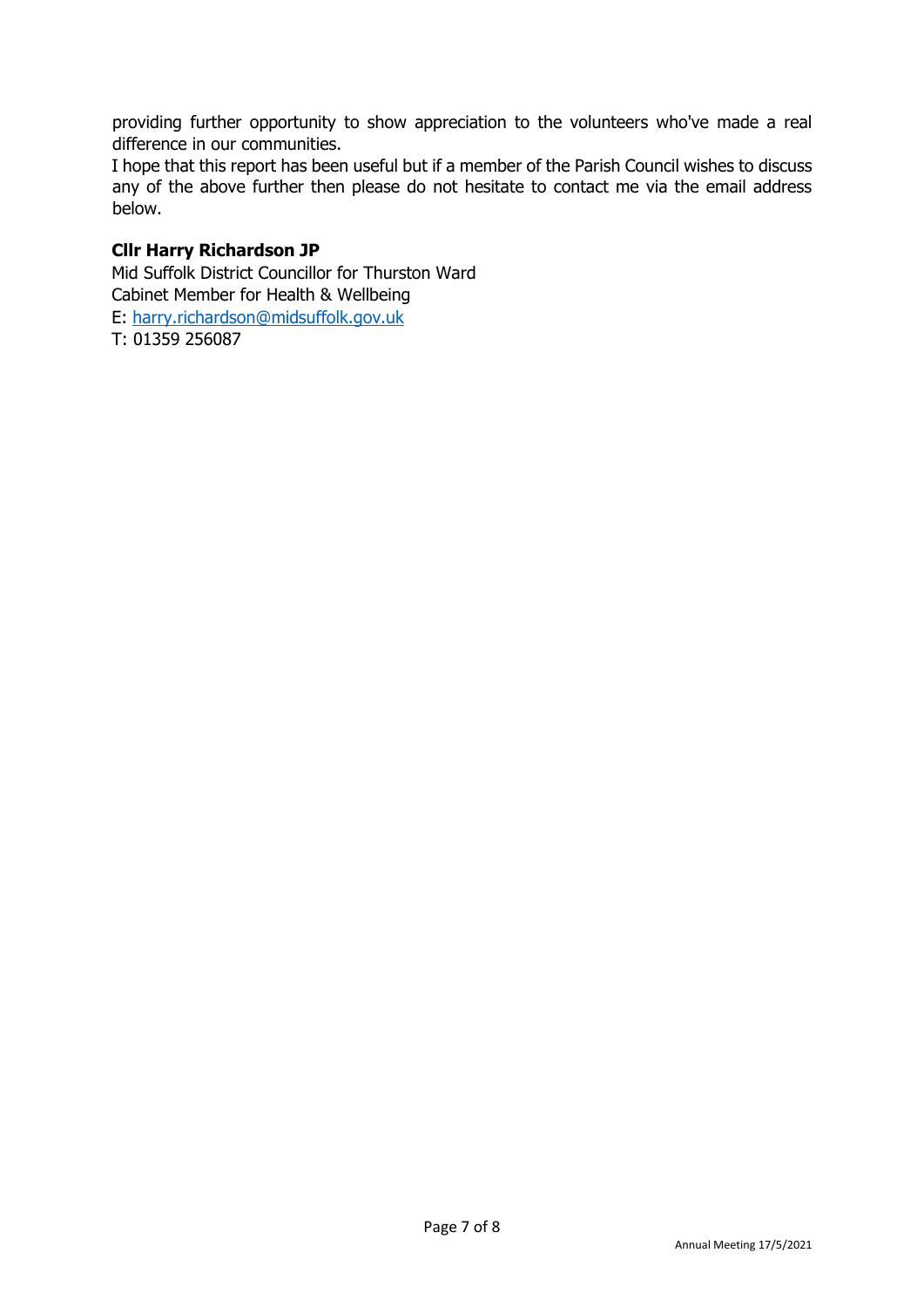providing further opportunity to show appreciation to the volunteers who've made a real difference in our communities.

I hope that this report has been useful but if a member of the Parish Council wishes to discuss any of the above further then please do not hesitate to contact me via the email address below.

**Cllr Harry Richardson JP**

Mid Suffolk District Councillor for Thurston Ward
Cabinet Member for Health & Wellbeing
E: harry.richardson@midsuffolk.gov.uk
T: 01359 256087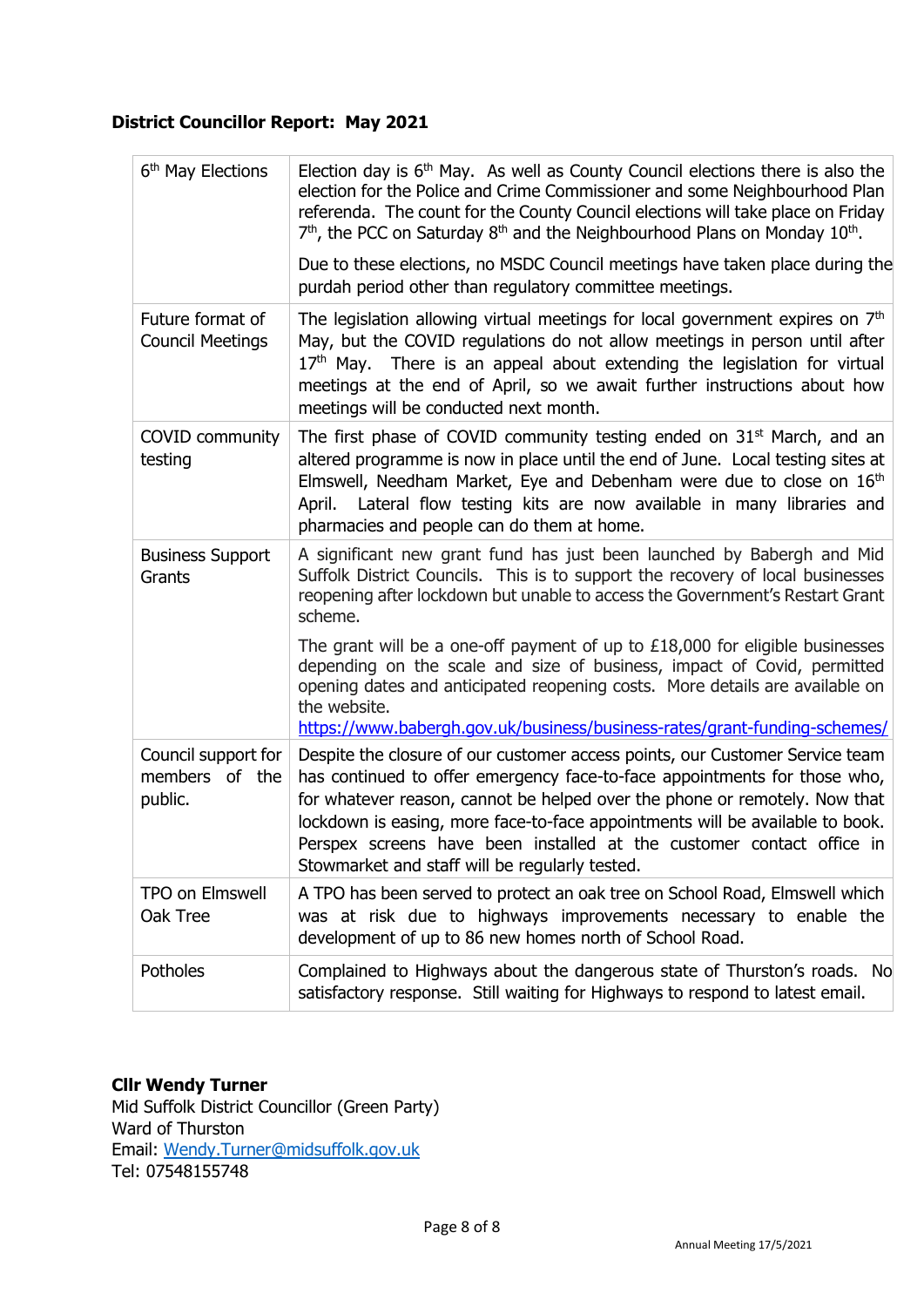**District Councillor Report: May 2021**

| | |
|---|---|
| 6th May Elections | Election day is 6th May. As well as County Council elections there is also the election for the Police and Crime Commissioner and some Neighbourhood Plan referenda. The count for the County Council elections will take place on Friday 7th, the PCC on Saturday 8th and the Neighbourhood Plans on Monday 10th.<br><br>Due to these elections, no MSDC Council meetings have taken place during the purdah period other than regulatory committee meetings. |
| Future format of Council Meetings | The legislation allowing virtual meetings for local government expires on 7th May, but the COVID regulations do not allow meetings in person until after 17th May. There is an appeal about extending the legislation for virtual meetings at the end of April, so we await further instructions about how meetings will be conducted next month. |
| COVID community testing | The first phase of COVID community testing ended on 31st March, and an altered programme is now in place until the end of June. Local testing sites at Elmswell, Needham Market, Eye and Debenham were due to close on 16th April. Lateral flow testing kits are now available in many libraries and pharmacies and people can do them at home. |
| Business Support Grants | A significant new grant fund has just been launched by Babergh and Mid Suffolk District Councils. This is to support the recovery of local businesses reopening after lockdown but unable to access the Government's Restart Grant scheme.<br><br>The grant will be a one-off payment of up to £18,000 for eligible businesses depending on the scale and size of business, impact of Covid, permitted opening dates and anticipated reopening costs. More details are available on the website.<br>https://www.babergh.gov.uk/business/business-rates/grant-funding-schemes/ |
| Council support for members of the public. | Despite the closure of our customer access points, our Customer Service team has continued to offer emergency face-to-face appointments for those who, for whatever reason, cannot be helped over the phone or remotely. Now that lockdown is easing, more face-to-face appointments will be available to book. Perspex screens have been installed at the customer contact office in Stowmarket and staff will be regularly tested. |
| TPO on Elmswell Oak Tree | A TPO has been served to protect an oak tree on School Road, Elmswell which was at risk due to highways improvements necessary to enable the development of up to 86 new homes north of School Road. |
| Potholes | Complained to Highways about the dangerous state of Thurston's roads. No satisfactory response. Still waiting for Highways to respond to latest email. |

**Cllr Wendy Turner**
Mid Suffolk District Councillor (Green Party)
Ward of Thurston
Email: Wendy.Turner@midsuffolk.gov.uk
Tel: 07548155748

Annual Meeting 17/5/2021